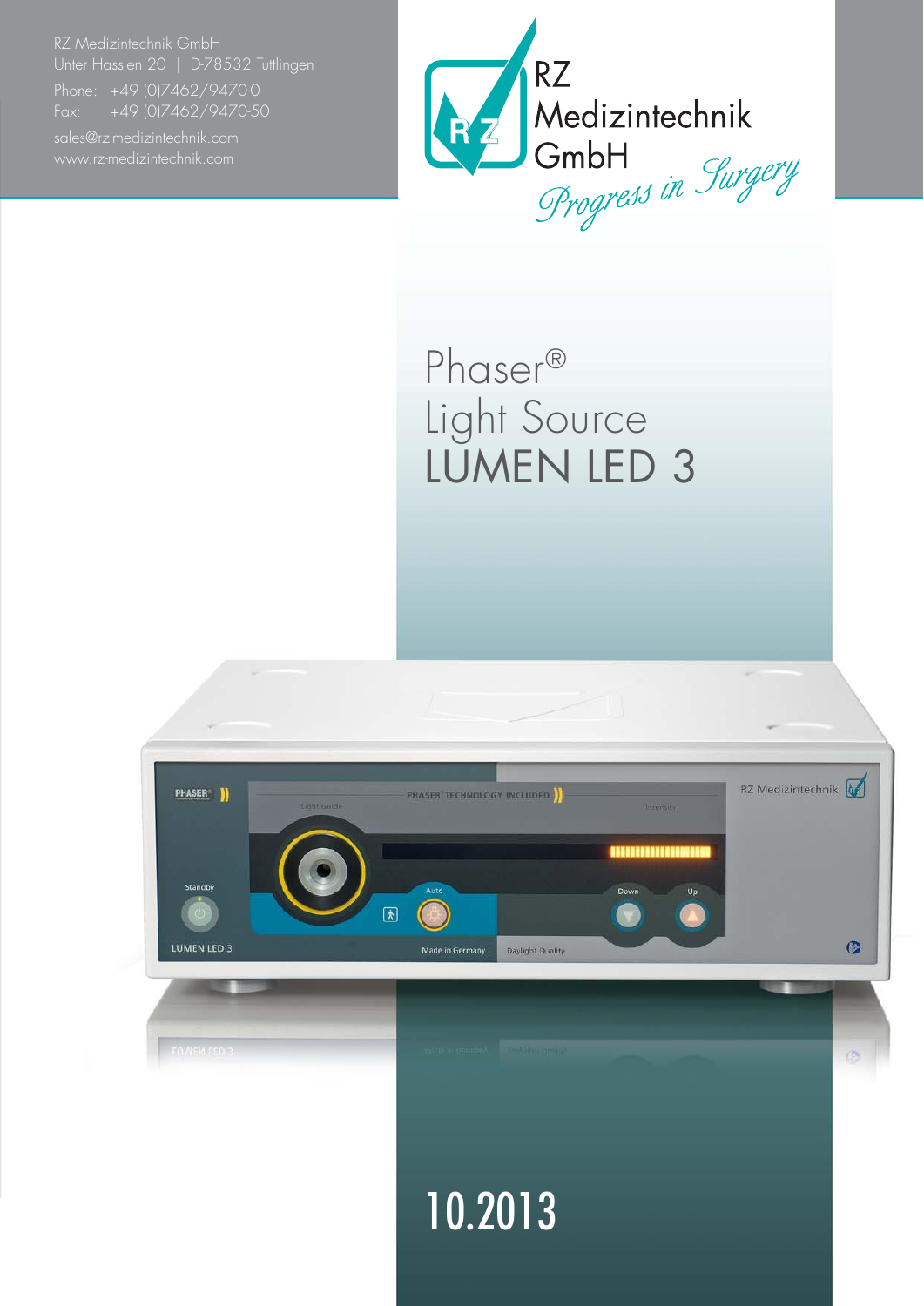RZ Medizintechnik GmbH
Unter Hasslen 20 | D-78532 Tuttlingen
Phone: +49 (0)7462/9470-0
Fax: +49 (0)7462/9470-50
sales@rz-medizintechnik.com
www.rz-medizintechnik.com

RZ Medizintechnik GmbH

*Progress in Surgery*

# Phaser®
# Light Source
# LUMEN LED 3

10.2013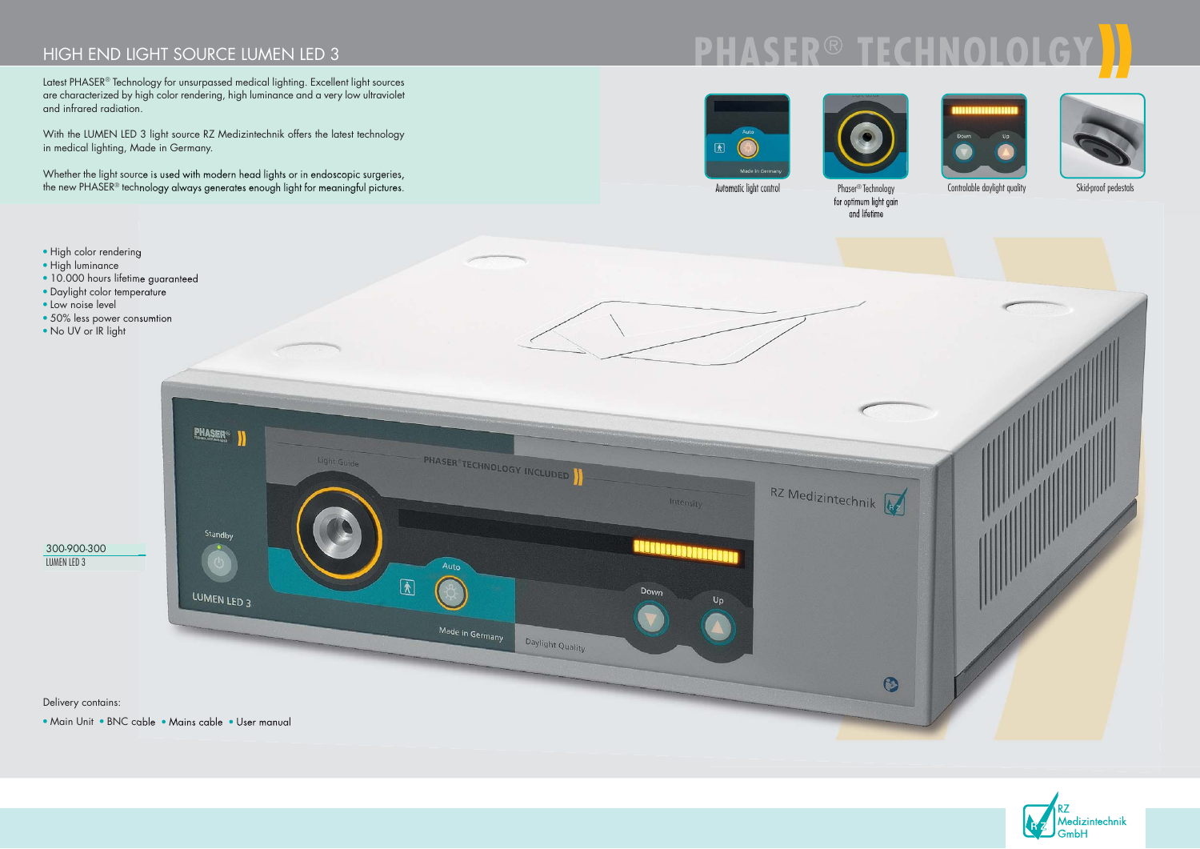## HIGH END LIGHT SOURCE LUMEN LED 3

# PHASER® TECHNOLOLGY

Latest PHASER® Technology for unsurpassed medical lighting. Excellent light sources are characterized by high color rendering, high luminance and a very low ultraviolet and infrared radiation.

With the LUMEN LED 3 light source RZ Medizintechnik offers the latest technology in medical lighting, Made in Germany.

Whether the light source is used with modern head lights or in endoscopic surgeries, the new PHASER® technology always generates enough light for meaningful pictures.

Automatic light control

Phaser® Technology for optimum light gain and lifetime

Controlable daylight quality

Skid-proof pedestals

- High color rendering
- High luminance
- 10.000 hours lifetime guaranteed
- Daylight color temperature
- Low noise level
- 50% less power consumtion
- No UV or IR light

300-900-300
LUMEN LED 3

Delivery contains:

- Main Unit
- BNC cable
- Mains cable
- User manual

RZ Medizintechnik GmbH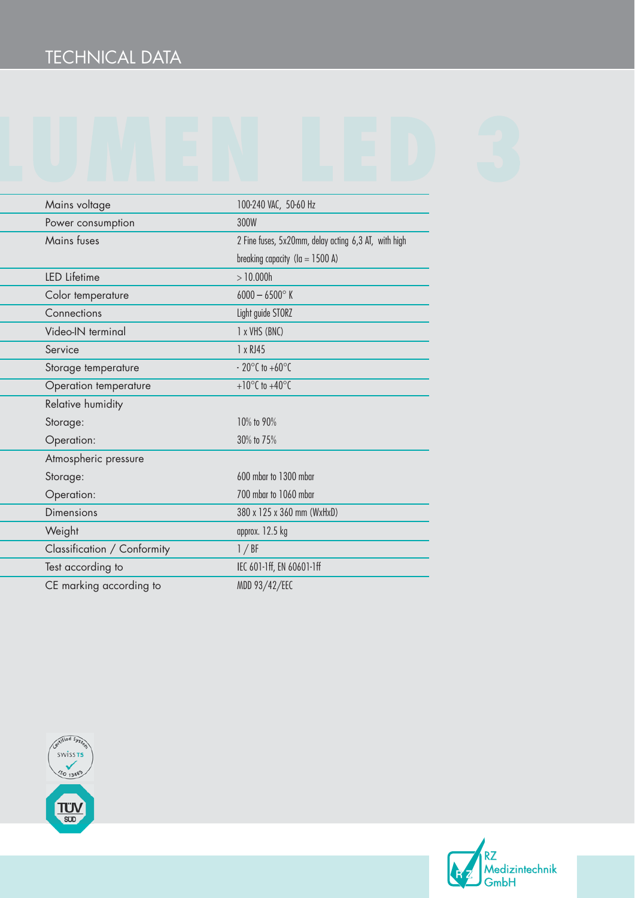# TECHNICAL DATA

LUMEN LED 3

| | |
|---|---|
| Mains voltage | 100-240 VAC, 50-60 Hz |
| Power consumption | 300W |
| Mains fuses | 2 Fine fuses, 5x20mm, delay acting 6,3 AT, with high breaking capacity (Ia = 1500 A) |
| LED Lifetime | > 10.000h |
| Color temperature | 6000 – 6500° K |
| Connections | Light guide STORZ |
| Video-IN terminal | 1 x VHS (BNC) |
| Service | 1 x RJ45 |
| Storage temperature | - 20°C to +60°C |
| Operation temperature | +10°C to +40°C |
| Relative humidity | |
| Storage: | 10% to 90% |
| Operation: | 30% to 75% |
| Atmospheric pressure | |
| Storage: | 600 mbar to 1300 mbar |
| Operation: | 700 mbar to 1060 mbar |
| Dimensions | 380 x 125 x 360 mm (WxHxD) |
| Weight | approx. 12.5 kg |
| Classification / Conformity | 1 / BF |
| Test according to | IEC 601-1ff, EN 60601-1ff |
| CE marking according to | MDD 93/42/EEC |

Certified System swiss TS ISO 13485

TÜV SÜD

RZ Medizintechnik GmbH